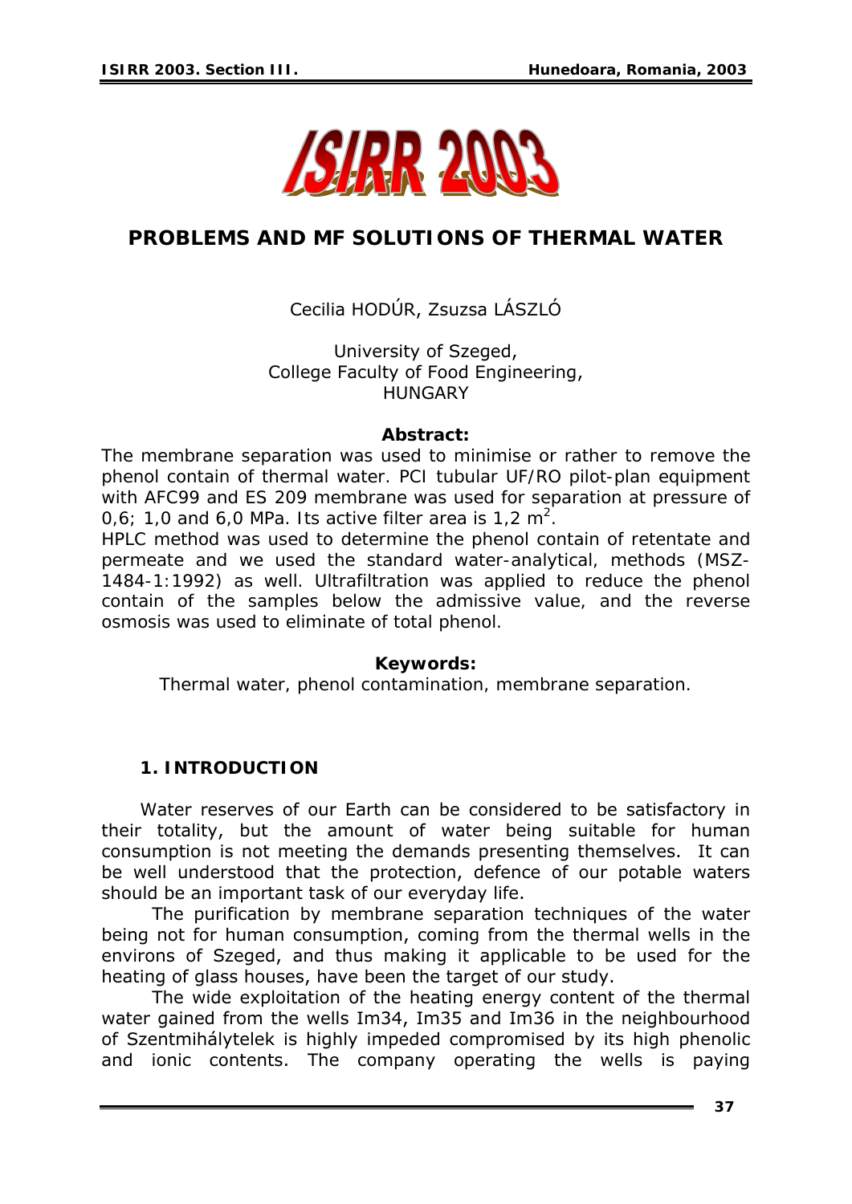# PROBLEMS AND MF SOLUTIONS OF THERMAL WATER

Cecilia HODÚR, Zsuzsa LÁSZLÓ

University of Szeged,
College Faculty of Food Engineering,
HUNGARY

**Abstract:**

The membrane separation was used to minimise or rather to remove the phenol contain of thermal water. PCI tubular UF/RO pilot-plan equipment with AFC99 and ES 209 membrane was used for separation at pressure of 0,6; 1,0 and 6,0 MPa. Its active filter area is 1,2 $m^2$.

HPLC method was used to determine the phenol contain of retentate and permeate and we used the standard water-analytical, methods (MSZ-1484-1:1992) as well. Ultrafiltration was applied to reduce the phenol contain of the samples below the admissive value, and the reverse osmosis was used to eliminate of total phenol.

**Keywords:**

Thermal water, phenol contamination, membrane separation.

## 1. INTRODUCTION

Water reserves of our Earth can be considered to be satisfactory in their totality, but the amount of water being suitable for human consumption is not meeting the demands presenting themselves. It can be well understood that the protection, defence of our potable waters should be an important task of our everyday life.

The purification by membrane separation techniques of the water being not for human consumption, coming from the thermal wells in the environs of Szeged, and thus making it applicable to be used for the heating of glass houses, have been the target of our study.

The wide exploitation of the heating energy content of the thermal water gained from the wells Im34, Im35 and Im36 in the neighbourhood of Szentmihálytelek is highly impeded compromised by its high phenolic and ionic contents. The company operating the wells is paying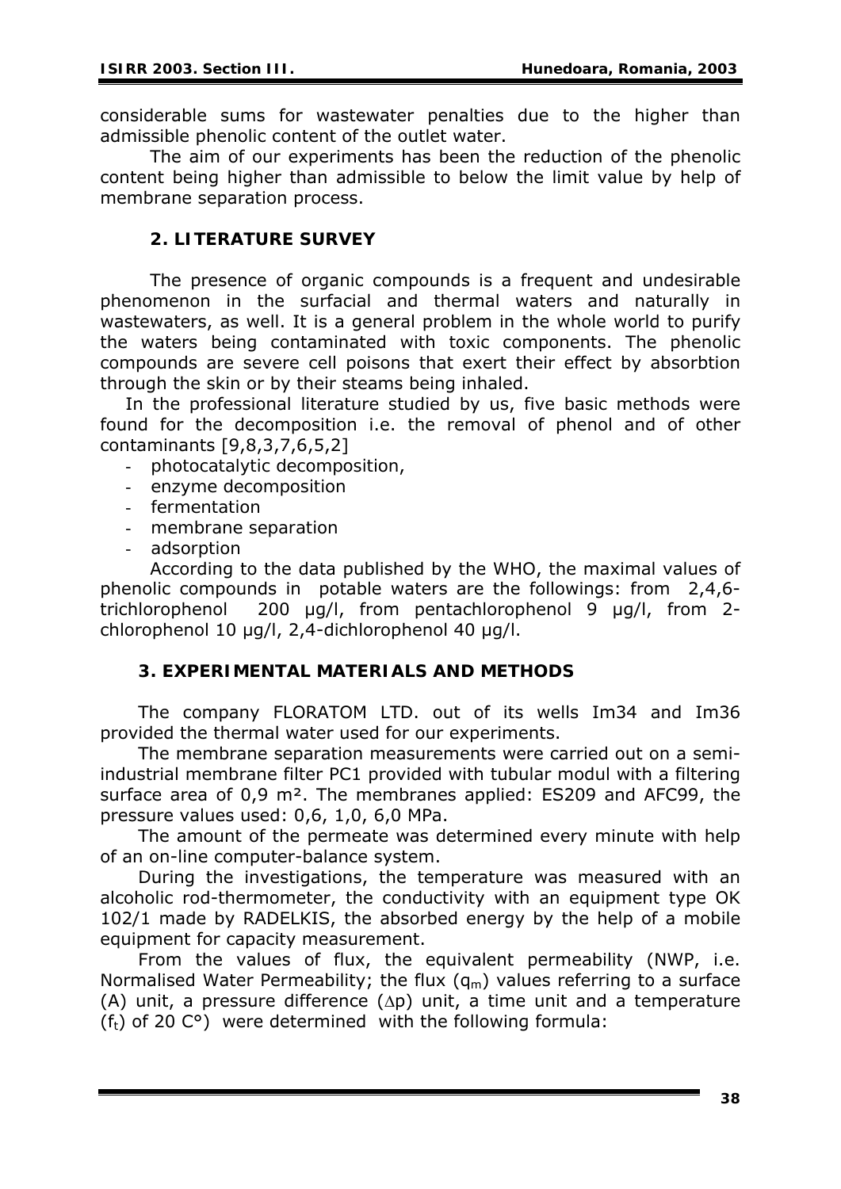considerable sums for wastewater penalties due to the higher than admissible phenolic content of the outlet water.

The aim of our experiments has been the reduction of the phenolic content being higher than admissible to below the limit value by help of membrane separation process.

## 2. LITERATURE SURVEY

The presence of organic compounds is a frequent and undesirable phenomenon in the surfacial and thermal waters and naturally in wastewaters, as well. It is a general problem in the whole world to purify the waters being contaminated with toxic components. The phenolic compounds are severe cell poisons that exert their effect by absorbtion through the skin or by their steams being inhaled.

In the professional literature studied by us, five basic methods were found for the decomposition i.e. the removal of phenol and of other contaminants [9,8,3,7,6,5,2]

- photocatalytic decomposition,
- enzyme decomposition
- fermentation
- membrane separation
- adsorption

According to the data published by the WHO, the maximal values of phenolic compounds in potable waters are the followings: from 2,4,6-trichlorophenol 200 μg/l, from pentachlorophenol 9 μg/l, from 2-chlorophenol 10 μg/l, 2,4-dichlorophenol 40 μg/l.

## 3. EXPERIMENTAL MATERIALS AND METHODS

The company FLORATOM LTD. out of its wells Im34 and Im36 provided the thermal water used for our experiments.

The membrane separation measurements were carried out on a semi-industrial membrane filter PC1 provided with tubular modul with a filtering surface area of 0,9 m². The membranes applied: ES209 and AFC99, the pressure values used: 0,6, 1,0, 6,0 MPa.

The amount of the permeate was determined every minute with help of an on-line computer-balance system.

During the investigations, the temperature was measured with an alcoholic rod-thermometer, the conductivity with an equipment type OK 102/1 made by RADELKIS, the absorbed energy by the help of a mobile equipment for capacity measurement.

From the values of flux, the equivalent permeability (NWP, i.e. Normalised Water Permeability; the flux ($q_m$) values referring to a surface (A) unit, a pressure difference ($\Delta p$) unit, a time unit and a temperature ($f_t$) of 20 C°) were determined with the following formula: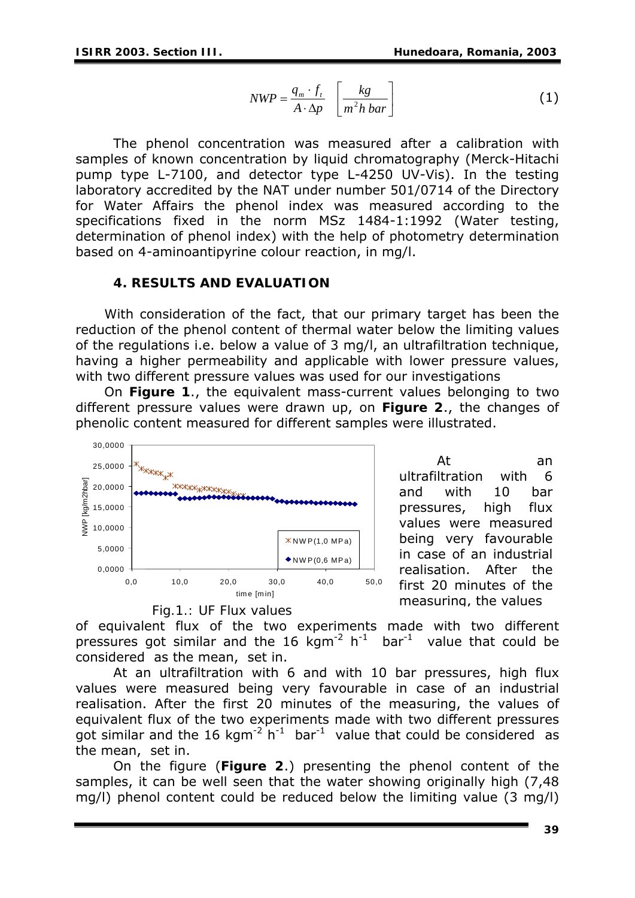$$NWP = \frac{q_m \cdot f_t}{A \cdot \Delta p} \quad \left[\frac{kg}{m^2 h\ bar}\right] \tag{1}$$

The phenol concentration was measured after a calibration with samples of known concentration by liquid chromatography (Merck-Hitachi pump type L-7100, and detector type L-4250 UV-Vis). In the testing laboratory accredited by the NAT under number 501/0714 of the Directory for Water Affairs the phenol index was measured according to the specifications fixed in the norm MSz 1484-1:1992 (Water testing, determination of phenol index) with the help of photometry determination based on 4-aminoantipyrine colour reaction, in mg/l.

## 4. RESULTS AND EVALUATION

With consideration of the fact, that our primary target has been the reduction of the phenol content of thermal water below the limiting values of the regulations i.e. below a value of 3 mg/l, an ultrafiltration technique, having a higher permeability and applicable with lower pressure values, with two different pressure values was used for our investigations

On **Figure 1**., the equivalent mass-current values belonging to two different pressure values were drawn up, on **Figure 2**., the changes of phenolic content measured for different samples were illustrated.

Fig.1.: UF Flux values

At an ultrafiltration with 6 and with 10 bar pressures, high flux values were measured being very favourable in case of an industrial realisation. After the first 20 minutes of the measuring, the values of equivalent flux of the two experiments made with two different pressures got similar and the 16 $kgm^{-2}\ h^{-1}\ bar^{-1}$ value that could be considered as the mean, set in.

At an ultrafiltration with 6 and with 10 bar pressures, high flux values were measured being very favourable in case of an industrial realisation. After the first 20 minutes of the measuring, the values of equivalent flux of the two experiments made with two different pressures got similar and the 16 $kgm^{-2}\ h^{-1}\ bar^{-1}$ value that could be considered as the mean, set in.

On the figure (**Figure 2**.) presenting the phenol content of the samples, it can be well seen that the water showing originally high (7,48 mg/l) phenol content could be reduced below the limiting value (3 mg/l)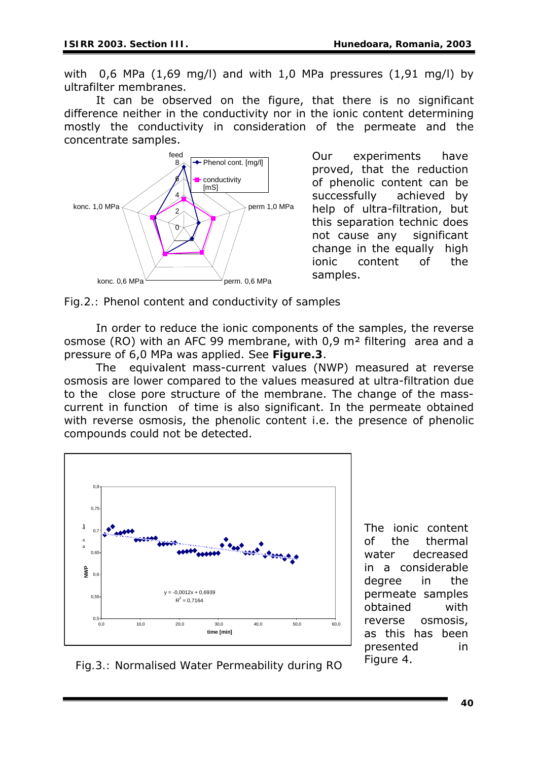with 0,6 MPa (1,69 mg/l) and with 1,0 MPa pressures (1,91 mg/l) by ultrafilter membranes.

It can be observed on the figure, that there is no significant difference neither in the conductivity nor in the ionic content determining mostly the conductivity in consideration of the permeate and the concentrate samples.

Our experiments have proved, that the reduction of phenolic content can be successfully achieved by help of ultra-filtration, but this separation technic does not cause any significant change in the equally high ionic content of the samples.

Fig.2.: Phenol content and conductivity of samples

In order to reduce the ionic components of the samples, the reverse osmose (RO) with an AFC 99 membrane, with 0,9 m² filtering area and a pressure of 6,0 MPa was applied. See **Figure.3**.

The equivalent mass-current values (NWP) measured at reverse osmosis are lower compared to the values measured at ultra-filtration due to the close pore structure of the membrane. The change of the mass-current in function of time is also significant. In the permeate obtained with reverse osmosis, the phenolic content i.e. the presence of phenolic compounds could not be detected.

Fig.3.: Normalised Water Permeability during RO

The ionic content of the thermal water decreased in a considerable degree in the permeate samples obtained with reverse osmosis, as this has been presented in Figure 4.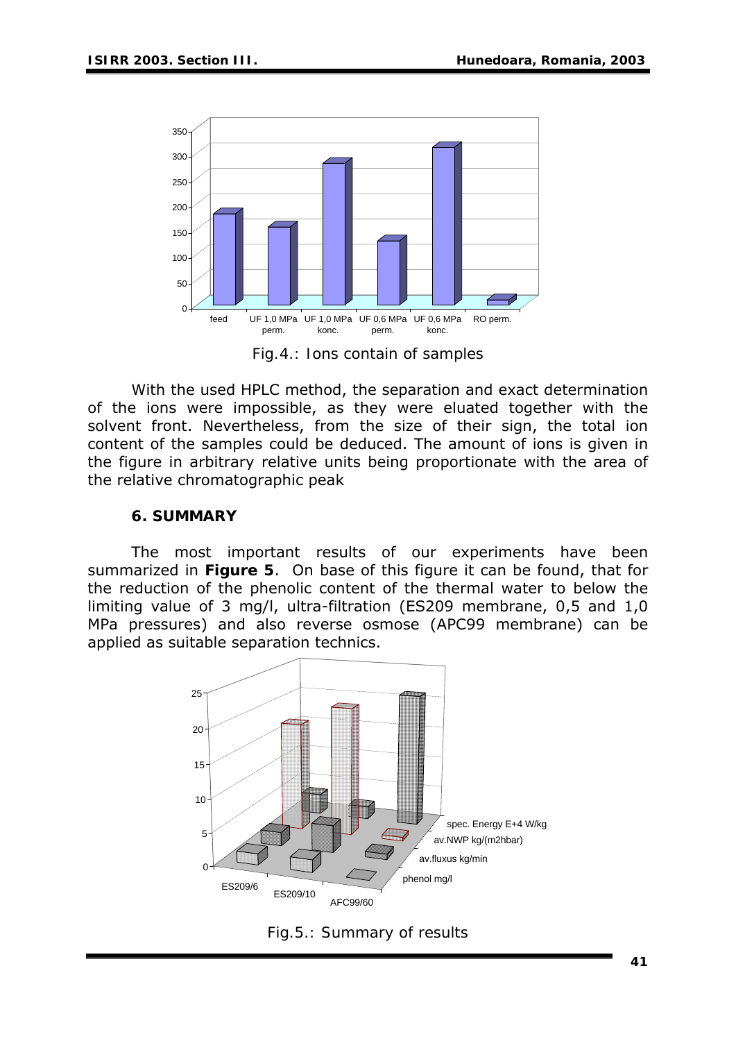Fig.4.: Ions contain of samples

With the used HPLC method, the separation and exact determination of the ions were impossible, as they were eluated together with the solvent front. Nevertheless, from the size of their sign, the total ion content of the samples could be deduced. The amount of ions is given in the figure in arbitrary relative units being proportionate with the area of the relative chromatographic peak

## 6. SUMMARY

The most important results of our experiments have been summarized in **Figure 5**. On base of this figure it can be found, that for the reduction of the phenolic content of the thermal water to below the limiting value of 3 mg/l, ultra-filtration (ES209 membrane, 0,5 and 1,0 MPa pressures) and also reverse osmose (APC99 membrane) can be applied as suitable separation technics.

Fig.5.: Summary of results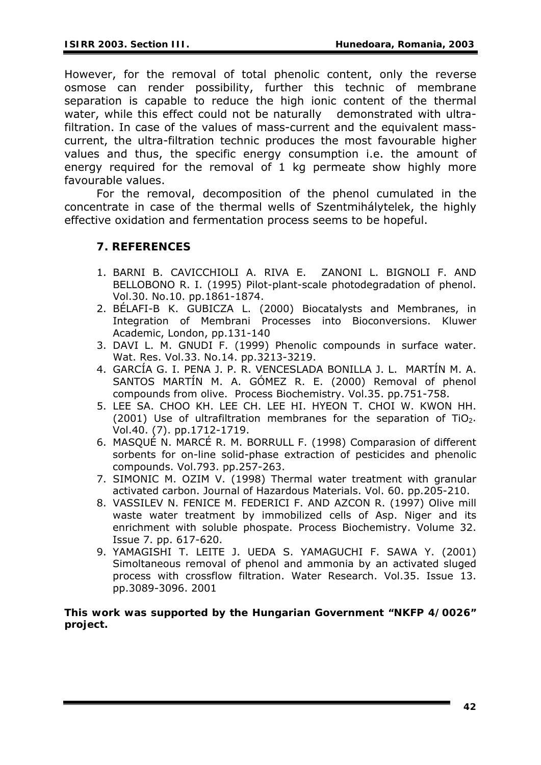However, for the removal of total phenolic content, only the reverse osmose can render possibility, further this technic of membrane separation is capable to reduce the high ionic content of the thermal water, while this effect could not be naturally demonstrated with ultra-filtration. In case of the values of mass-current and the equivalent mass-current, the ultra-filtration technic produces the most favourable higher values and thus, the specific energy consumption i.e. the amount of energy required for the removal of 1 kg permeate show highly more favourable values.

For the removal, decomposition of the phenol cumulated in the concentrate in case of the thermal wells of Szentmihálytelek, the highly effective oxidation and fermentation process seems to be hopeful.

## 7. REFERENCES

1. BARNI B. CAVICCHIOLI A. RIVA E. ZANONI L. BIGNOLI F. AND BELLOBONO R. I. (1995) Pilot-plant-scale photodegradation of phenol. Vol.30. No.10. pp.1861-1874.
2. BÉLAFI-B K. GUBICZA L. (2000) Biocatalysts and Membranes, in Integration of Membrani Processes into Bioconversions. Kluwer Academic, London, pp.131-140
3. DAVI L. M. GNUDI F. (1999) Phenolic compounds in surface water. Wat. Res. Vol.33. No.14. pp.3213-3219.
4. GARCÍA G. I. PENA J. P. R. VENCESLADA BONILLA J. L. MARTÍN M. A. SANTOS MARTÍN M. A. GÓMEZ R. E. (2000) Removal of phenol compounds from olive. Process Biochemistry. Vol.35. pp.751-758.
5. LEE SA. CHOO KH. LEE CH. LEE HI. HYEON T. CHOI W. KWON HH. (2001) Use of ultrafiltration membranes for the separation of $TiO_2$. Vol.40. (7). pp.1712-1719.
6. MASQUÉ N. MARCÉ R. M. BORRULL F. (1998) Comparasion of different sorbents for on-line solid-phase extraction of pesticides and phenolic compounds. Vol.793. pp.257-263.
7. SIMONIC M. OZIM V. (1998) Thermal water treatment with granular activated carbon. Journal of Hazardous Materials. Vol. 60. pp.205-210.
8. VASSILEV N. FENICE M. FEDERICI F. AND AZCON R. (1997) Olive mill waste water treatment by immobilized cells of Asp. Niger and its enrichment with soluble phospate. Process Biochemistry. Volume 32. Issue 7. pp. 617-620.
9. YAMAGISHI T. LEITE J. UEDA S. YAMAGUCHI F. SAWA Y. (2001) Simoltaneous removal of phenol and ammonia by an activated sluged process with crossflow filtration. Water Research. Vol.35. Issue 13. pp.3089-3096. 2001

**This work was supported by the Hungarian Government "NKFP 4/0026" project.**